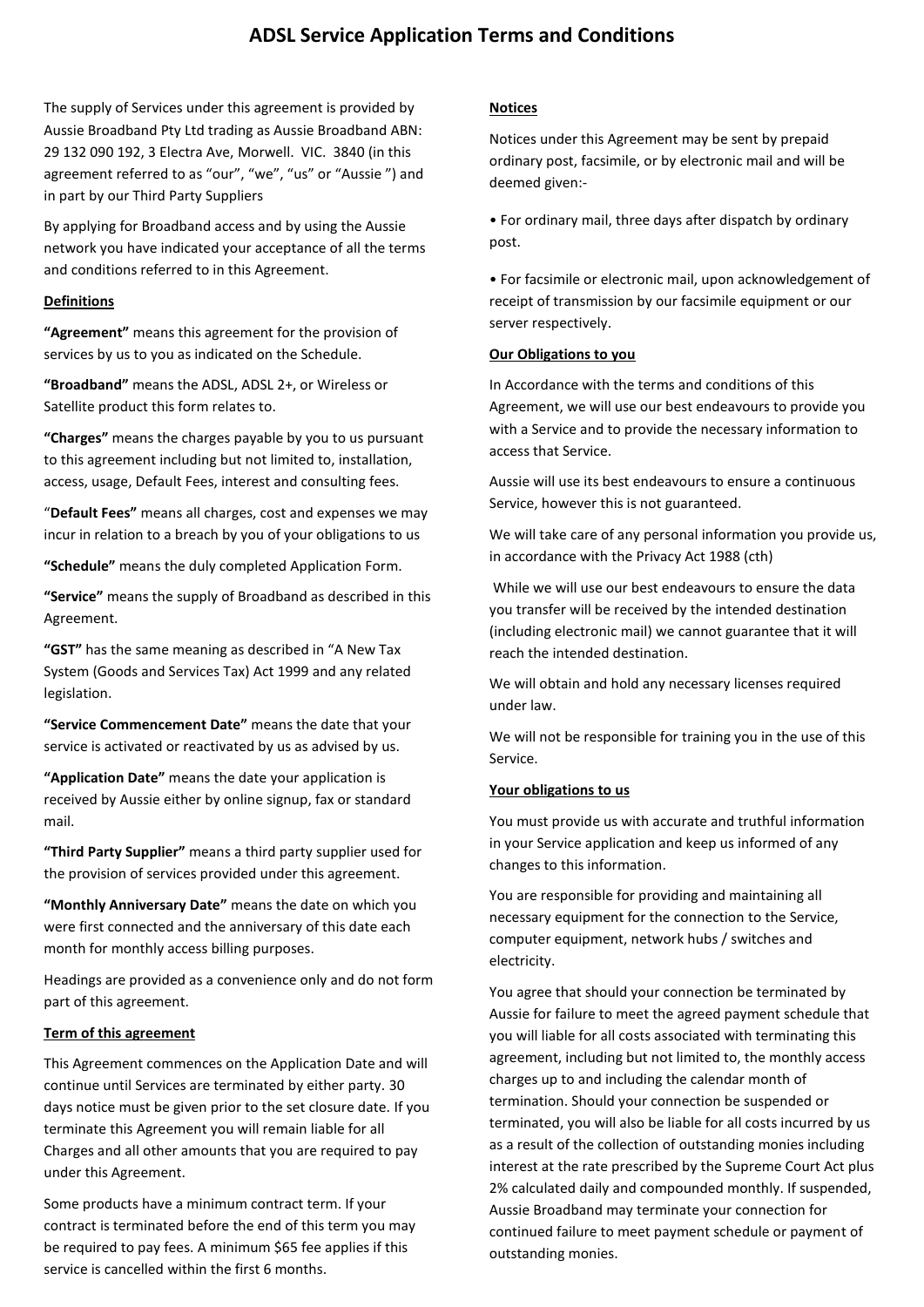# ADSL Service Application Terms and Conditions

The supply of Services under this agreement is provided by Aussie Broadband Pty Ltd trading as Aussie Broadband ABN: 29 132 090 192, 3 Electra Ave, Morwell. VIC. 3840 (in this agreement referred to as "our", "we", "us" or "Aussie ") and in part by our Third Party Suppliers

By applying for Broadband access and by using the Aussie network you have indicated your acceptance of all the terms and conditions referred to in this Agreement.

## Definitions

**"Agreement"** means this agreement for the provision of services by us to you as indicated on the Schedule.

**"Broadband"** means the ADSL, ADSL 2+, or Wireless or Satellite product this form relates to.

**"Charges"** means the charges payable by you to us pursuant to this agreement including but not limited to, installation, access, usage, Default Fees, interest and consulting fees.

"**Default Fees"** means all charges, cost and expenses we may incur in relation to a breach by you of your obligations to us

**"Schedule"** means the duly completed Application Form.

**"Service"** means the supply of Broadband as described in this Agreement.

**"GST"** has the same meaning as described in "A New Tax System (Goods and Services Tax) Act 1999 and any related legislation.

**"Service Commencement Date"** means the date that your service is activated or reactivated by us as advised by us.

**"Application Date"** means the date your application is received by Aussie either by online signup, fax or standard mail.

**"Third Party Supplier"** means a third party supplier used for the provision of services provided under this agreement.

**"Monthly Anniversary Date"** means the date on which you were first connected and the anniversary of this date each month for monthly access billing purposes.

Headings are provided as a convenience only and do not form part of this agreement.

## Term of this agreement

This Agreement commences on the Application Date and will continue until Services are terminated by either party. 30 days notice must be given prior to the set closure date. If you terminate this Agreement you will remain liable for all Charges and all other amounts that you are required to pay under this Agreement.

Some products have a minimum contract term. If your contract is terminated before the end of this term you may be required to pay fees. A minimum $65 fee applies if this service is cancelled within the first 6 months.

## Notices

Notices under this Agreement may be sent by prepaid ordinary post, facsimile, or by electronic mail and will be deemed given:-

- For ordinary mail, three days after dispatch by ordinary post.
- For facsimile or electronic mail, upon acknowledgement of receipt of transmission by our facsimile equipment or our server respectively.

## Our Obligations to you

In Accordance with the terms and conditions of this Agreement, we will use our best endeavours to provide you with a Service and to provide the necessary information to access that Service.

Aussie will use its best endeavours to ensure a continuous Service, however this is not guaranteed.

We will take care of any personal information you provide us, in accordance with the Privacy Act 1988 (cth)

While we will use our best endeavours to ensure the data you transfer will be received by the intended destination (including electronic mail) we cannot guarantee that it will reach the intended destination.

We will obtain and hold any necessary licenses required under law.

We will not be responsible for training you in the use of this Service.

## Your obligations to us

You must provide us with accurate and truthful information in your Service application and keep us informed of any changes to this information.

You are responsible for providing and maintaining all necessary equipment for the connection to the Service, computer equipment, network hubs / switches and electricity.

You agree that should your connection be terminated by Aussie for failure to meet the agreed payment schedule that you will liable for all costs associated with terminating this agreement, including but not limited to, the monthly access charges up to and including the calendar month of termination. Should your connection be suspended or terminated, you will also be liable for all costs incurred by us as a result of the collection of outstanding monies including interest at the rate prescribed by the Supreme Court Act plus 2% calculated daily and compounded monthly. If suspended, Aussie Broadband may terminate your connection for continued failure to meet payment schedule or payment of outstanding monies.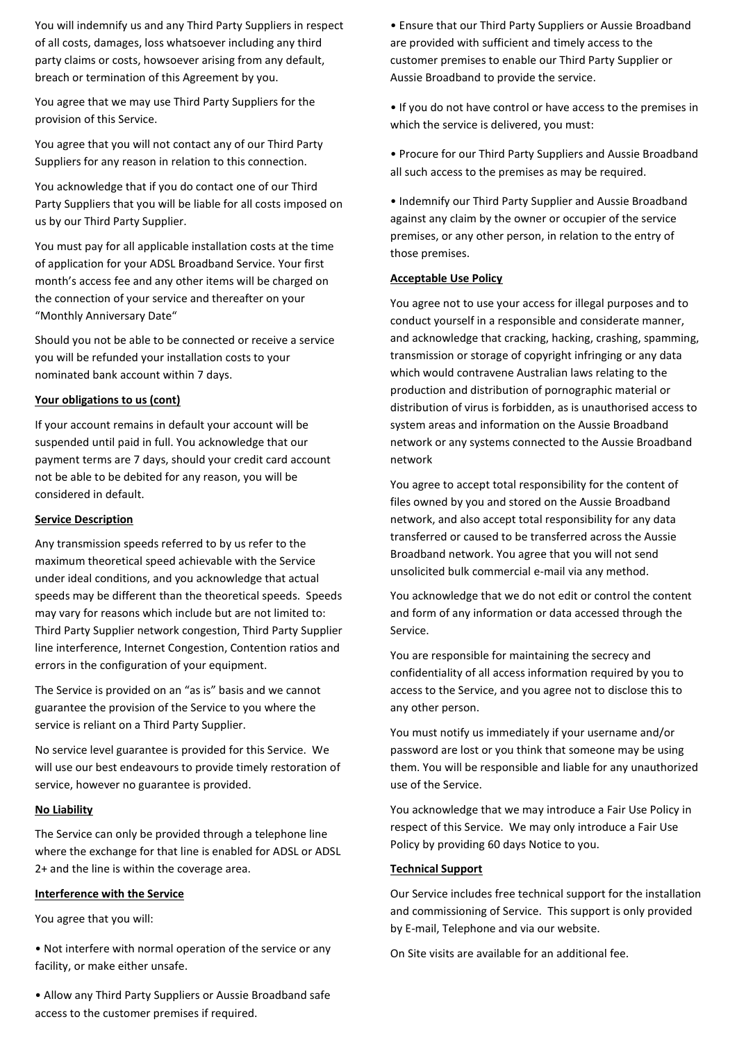You will indemnify us and any Third Party Suppliers in respect of all costs, damages, loss whatsoever including any third party claims or costs, howsoever arising from any default, breach or termination of this Agreement by you.

You agree that we may use Third Party Suppliers for the provision of this Service.

You agree that you will not contact any of our Third Party Suppliers for any reason in relation to this connection.

You acknowledge that if you do contact one of our Third Party Suppliers that you will be liable for all costs imposed on us by our Third Party Supplier.

You must pay for all applicable installation costs at the time of application for your ADSL Broadband Service. Your first month's access fee and any other items will be charged on the connection of your service and thereafter on your "Monthly Anniversary Date"

Should you not be able to be connected or receive a service you will be refunded your installation costs to your nominated bank account within 7 days.

**Your obligations to us (cont)**

If your account remains in default your account will be suspended until paid in full. You acknowledge that our payment terms are 7 days, should your credit card account not be able to be debited for any reason, you will be considered in default.

**Service Description**

Any transmission speeds referred to by us refer to the maximum theoretical speed achievable with the Service under ideal conditions, and you acknowledge that actual speeds may be different than the theoretical speeds. Speeds may vary for reasons which include but are not limited to: Third Party Supplier network congestion, Third Party Supplier line interference, Internet Congestion, Contention ratios and errors in the configuration of your equipment.

The Service is provided on an "as is" basis and we cannot guarantee the provision of the Service to you where the service is reliant on a Third Party Supplier.

No service level guarantee is provided for this Service. We will use our best endeavours to provide timely restoration of service, however no guarantee is provided.

**No Liability**

The Service can only be provided through a telephone line where the exchange for that line is enabled for ADSL or ADSL 2+ and the line is within the coverage area.

**Interference with the Service**

You agree that you will:

- Not interfere with normal operation of the service or any facility, or make either unsafe.
- Allow any Third Party Suppliers or Aussie Broadband safe access to the customer premises if required.
- Ensure that our Third Party Suppliers or Aussie Broadband are provided with sufficient and timely access to the customer premises to enable our Third Party Supplier or Aussie Broadband to provide the service.
- If you do not have control or have access to the premises in which the service is delivered, you must:
- Procure for our Third Party Suppliers and Aussie Broadband all such access to the premises as may be required.
- Indemnify our Third Party Supplier and Aussie Broadband against any claim by the owner or occupier of the service premises, or any other person, in relation to the entry of those premises.

**Acceptable Use Policy**

You agree not to use your access for illegal purposes and to conduct yourself in a responsible and considerate manner, and acknowledge that cracking, hacking, crashing, spamming, transmission or storage of copyright infringing or any data which would contravene Australian laws relating to the production and distribution of pornographic material or distribution of virus is forbidden, as is unauthorised access to system areas and information on the Aussie Broadband network or any systems connected to the Aussie Broadband network

You agree to accept total responsibility for the content of files owned by you and stored on the Aussie Broadband network, and also accept total responsibility for any data transferred or caused to be transferred across the Aussie Broadband network. You agree that you will not send unsolicited bulk commercial e-mail via any method.

You acknowledge that we do not edit or control the content and form of any information or data accessed through the Service.

You are responsible for maintaining the secrecy and confidentiality of all access information required by you to access to the Service, and you agree not to disclose this to any other person.

You must notify us immediately if your username and/or password are lost or you think that someone may be using them. You will be responsible and liable for any unauthorized use of the Service.

You acknowledge that we may introduce a Fair Use Policy in respect of this Service. We may only introduce a Fair Use Policy by providing 60 days Notice to you.

**Technical Support**

Our Service includes free technical support for the installation and commissioning of Service. This support is only provided by E-mail, Telephone and via our website.

On Site visits are available for an additional fee.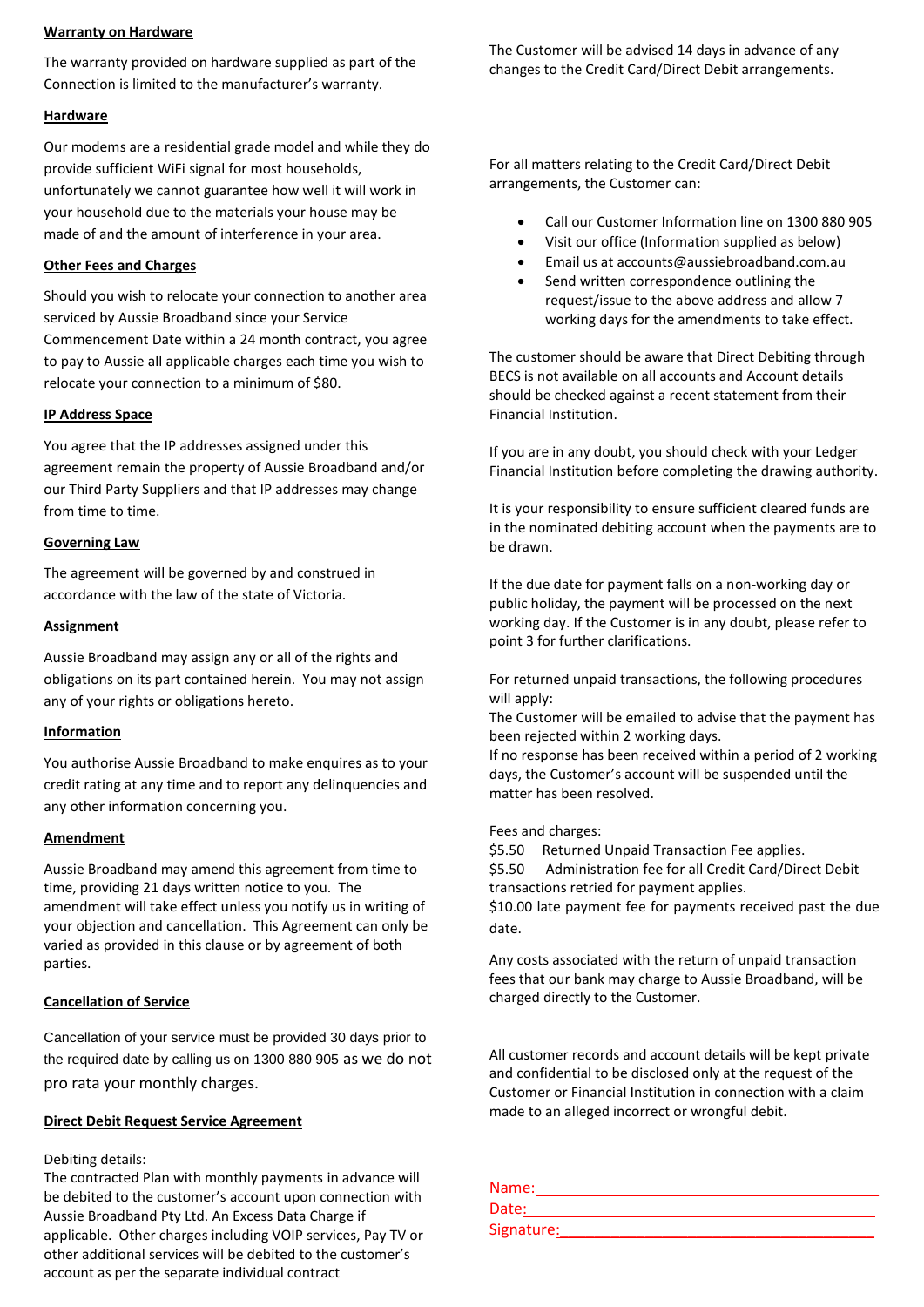**Warranty on Hardware**

The warranty provided on hardware supplied as part of the Connection is limited to the manufacturer's warranty.

**Hardware**

Our modems are a residential grade model and while they do provide sufficient WiFi signal for most households, unfortunately we cannot guarantee how well it will work in your household due to the materials your house may be made of and the amount of interference in your area.

**Other Fees and Charges**

Should you wish to relocate your connection to another area serviced by Aussie Broadband since your Service Commencement Date within a 24 month contract, you agree to pay to Aussie all applicable charges each time you wish to relocate your connection to a minimum of $80.

**IP Address Space**

You agree that the IP addresses assigned under this agreement remain the property of Aussie Broadband and/or our Third Party Suppliers and that IP addresses may change from time to time.

**Governing Law**

The agreement will be governed by and construed in accordance with the law of the state of Victoria.

**Assignment**

Aussie Broadband may assign any or all of the rights and obligations on its part contained herein. You may not assign any of your rights or obligations hereto.

**Information**

You authorise Aussie Broadband to make enquires as to your credit rating at any time and to report any delinquencies and any other information concerning you.

**Amendment**

Aussie Broadband may amend this agreement from time to time, providing 21 days written notice to you. The amendment will take effect unless you notify us in writing of your objection and cancellation. This Agreement can only be varied as provided in this clause or by agreement of both parties.

**Cancellation of Service**

Cancellation of your service must be provided 30 days prior to the required date by calling us on 1300 880 905 as we do not pro rata your monthly charges.

**Direct Debit Request Service Agreement**

Debiting details:
The contracted Plan with monthly payments in advance will be debited to the customer's account upon connection with Aussie Broadband Pty Ltd. An Excess Data Charge if applicable. Other charges including VOIP services, Pay TV or other additional services will be debited to the customer's account as per the separate individual contract

The Customer will be advised 14 days in advance of any changes to the Credit Card/Direct Debit arrangements.

For all matters relating to the Credit Card/Direct Debit arrangements, the Customer can:

- Call our Customer Information line on 1300 880 905
- Visit our office (Information supplied as below)
- Email us at accounts@aussiebroadband.com.au
- Send written correspondence outlining the request/issue to the above address and allow 7 working days for the amendments to take effect.

The customer should be aware that Direct Debiting through BECS is not available on all accounts and Account details should be checked against a recent statement from their Financial Institution.

If you are in any doubt, you should check with your Ledger Financial Institution before completing the drawing authority.

It is your responsibility to ensure sufficient cleared funds are in the nominated debiting account when the payments are to be drawn.

If the due date for payment falls on a non-working day or public holiday, the payment will be processed on the next working day. If the Customer is in any doubt, please refer to point 3 for further clarifications.

For returned unpaid transactions, the following procedures will apply:
The Customer will be emailed to advise that the payment has been rejected within 2 working days.
If no response has been received within a period of 2 working days, the Customer's account will be suspended until the matter has been resolved.

Fees and charges:
$5.50 Returned Unpaid Transaction Fee applies.
$5.50 Administration fee for all Credit Card/Direct Debit transactions retried for payment applies.
$10.00 late payment fee for payments received past the due date.

Any costs associated with the return of unpaid transaction fees that our bank may charge to Aussie Broadband, will be charged directly to the Customer.

All customer records and account details will be kept private and confidential to be disclosed only at the request of the Customer or Financial Institution in connection with a claim made to an alleged incorrect or wrongful debit.

Name:\_\_\_\_\_\_\_\_\_\_\_\_\_\_\_\_\_\_\_\_\_\_\_\_\_\_\_\_\_\_\_\_\_\_\_\_\_\_\_\_
Date:\_\_\_\_\_\_\_\_\_\_\_\_\_\_\_\_\_\_\_\_\_\_\_\_\_\_\_\_\_\_\_\_\_\_\_\_\_\_\_\_\_
Signature:\_\_\_\_\_\_\_\_\_\_\_\_\_\_\_\_\_\_\_\_\_\_\_\_\_\_\_\_\_\_\_\_\_\_\_\_\_\_